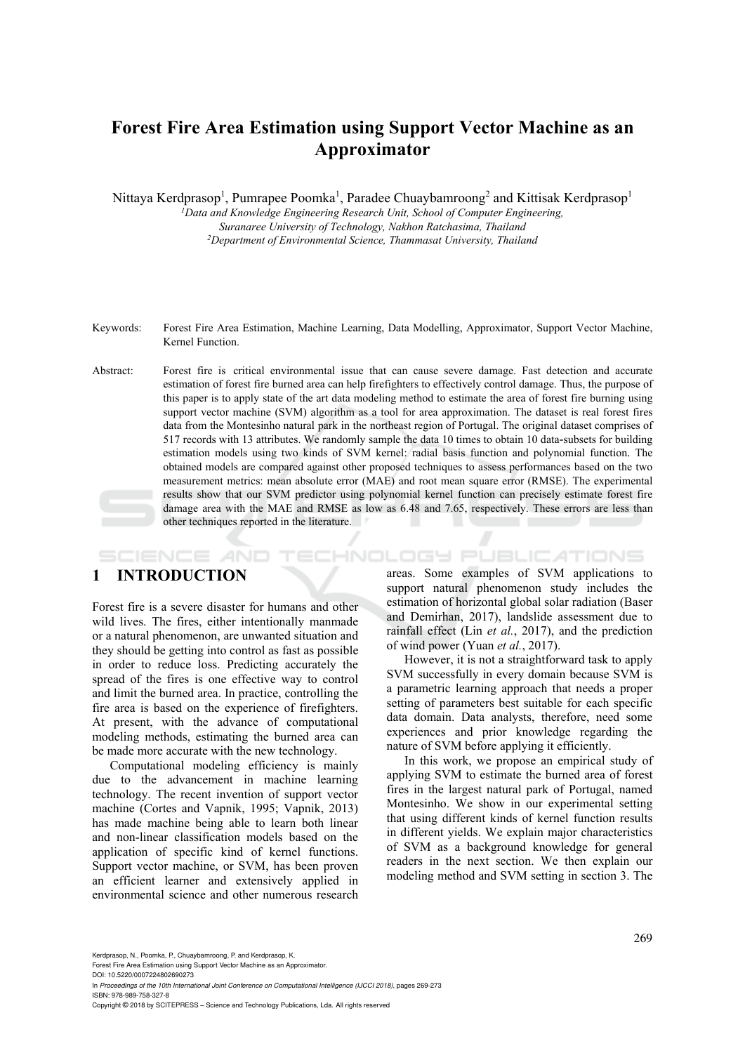# Forest Fire Area Estimation using Support Vector Machine as an Approximator

Nittaya Kerdprasop[1], Pumrapee Poomka[1], Paradee Chuaybamroong[2] and Kittisak Kerdprasop[1]

[1]*Data and Knowledge Engineering Research Unit, School of Computer Engineering, Suranaree University of Technology, Nakhon Ratchasima, Thailand*

[2]*Department of Environmental Science, Thammasat University, Thailand*

Keywords: Forest Fire Area Estimation, Machine Learning, Data Modelling, Approximator, Support Vector Machine, Kernel Function.

Abstract: Forest fire is critical environmental issue that can cause severe damage. Fast detection and accurate estimation of forest fire burned area can help firefighters to effectively control damage. Thus, the purpose of this paper is to apply state of the art data modeling method to estimate the area of forest fire burning using support vector machine (SVM) algorithm as a tool for area approximation. The dataset is real forest fires data from the Montesinho natural park in the northeast region of Portugal. The original dataset comprises of 517 records with 13 attributes. We randomly sample the data 10 times to obtain 10 data-subsets for building estimation models using two kinds of SVM kernel: radial basis function and polynomial function. The obtained models are compared against other proposed techniques to assess performances based on the two measurement metrics: mean absolute error (MAE) and root mean square error (RMSE). The experimental results show that our SVM predictor using polynomial kernel function can precisely estimate forest fire damage area with the MAE and RMSE as low as 6.48 and 7.65, respectively. These errors are less than other techniques reported in the literature.

## 1 INTRODUCTION

Forest fire is a severe disaster for humans and other wild lives. The fires, either intentionally manmade or a natural phenomenon, are unwanted situation and they should be getting into control as fast as possible in order to reduce loss. Predicting accurately the spread of the fires is one effective way to control and limit the burned area. In practice, controlling the fire area is based on the experience of firefighters. At present, with the advance of computational modeling methods, estimating the burned area can be made more accurate with the new technology.

Computational modeling efficiency is mainly due to the advancement in machine learning technology. The recent invention of support vector machine (Cortes and Vapnik, 1995; Vapnik, 2013) has made machine being able to learn both linear and non-linear classification models based on the application of specific kind of kernel functions. Support vector machine, or SVM, has been proven an efficient learner and extensively applied in environmental science and other numerous research areas. Some examples of SVM applications to support natural phenomenon study includes the estimation of horizontal global solar radiation (Baser and Demirhan, 2017), landslide assessment due to rainfall effect (Lin *et al.*, 2017), and the prediction of wind power (Yuan *et al.*, 2017).

However, it is not a straightforward task to apply SVM successfully in every domain because SVM is a parametric learning approach that needs a proper setting of parameters best suitable for each specific data domain. Data analysts, therefore, need some experiences and prior knowledge regarding the nature of SVM before applying it efficiently.

In this work, we propose an empirical study of applying SVM to estimate the burned area of forest fires in the largest natural park of Portugal, named Montesinho. We show in our experimental setting that using different kinds of kernel function results in different yields. We explain major characteristics of SVM as a background knowledge for general readers in the next section. We then explain our modeling method and SVM setting in section 3. The

Kerdprasop, N., Poomka, P., Chuaybamroong, P. and Kerdprasop, K.
Forest Fire Area Estimation using Support Vector Machine as an Approximator.
DOI: 10.5220/0007224802690273
In *Proceedings of the 10th International Joint Conference on Computational Intelligence (IJCCI 2018)*, pages 269-273
ISBN: 978-989-758-327-8
Copyright © 2018 by SCITEPRESS – Science and Technology Publications, Lda. All rights reserved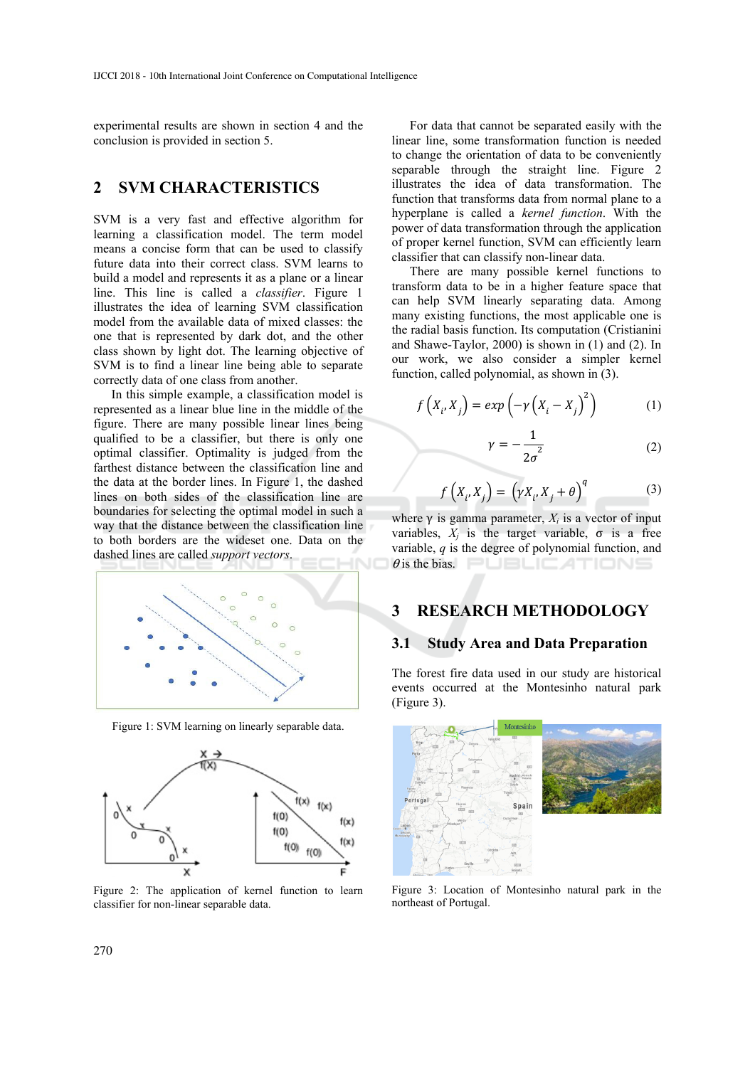experimental results are shown in section 4 and the conclusion is provided in section 5.

## 2 SVM CHARACTERISTICS

SVM is a very fast and effective algorithm for learning a classification model. The term model means a concise form that can be used to classify future data into their correct class. SVM learns to build a model and represents it as a plane or a linear line. This line is called a *classifier*. Figure 1 illustrates the idea of learning SVM classification model from the available data of mixed classes: the one that is represented by dark dot, and the other class shown by light dot. The learning objective of SVM is to find a linear line being able to separate correctly data of one class from another.

In this simple example, a classification model is represented as a linear blue line in the middle of the figure. There are many possible linear lines being qualified to be a classifier, but there is only one optimal classifier. Optimality is judged from the farthest distance between the classification line and the data at the border lines. In Figure 1, the dashed lines on both sides of the classification line are boundaries for selecting the optimal model in such a way that the distance between the classification line to both borders are the wideset one. Data on the dashed lines are called *support vectors*.

Figure 1: SVM learning on linearly separable data.

Figure 2: The application of kernel function to learn classifier for non-linear separable data.

For data that cannot be separated easily with the linear line, some transformation function is needed to change the orientation of data to be conveniently separable through the straight line. Figure 2 illustrates the idea of data transformation. The function that transforms data from normal plane to a hyperplane is called a *kernel function*. With the power of data transformation through the application of proper kernel function, SVM can efficiently learn classifier that can classify non-linear data.

There are many possible kernel functions to transform data to be in a higher feature space that can help SVM linearly separating data. Among many existing functions, the most applicable one is the radial basis function. Its computation (Cristianini and Shawe-Taylor, 2000) is shown in (1) and (2). In our work, we also consider a simpler kernel function, called polynomial, as shown in (3).

$$f\left(X_i, X_j\right) = exp\left(-\gamma\left(X_i - X_j\right)^2\right) \quad (1)$$

$$\gamma = -\frac{1}{2\sigma^2} \quad (2)$$

$$f\left(X_i, X_j\right) = \left(\gamma X_i X_j + \theta\right)^q \quad (3)$$

where γ is gamma parameter, $X_i$ is a vector of input variables, $X_j$ is the target variable, σ is a free variable, $q$ is the degree of polynomial function, and $\theta$ is the bias.

## 3 RESEARCH METHODOLOGY

### 3.1 Study Area and Data Preparation

The forest fire data used in our study are historical events occurred at the Montesinho natural park (Figure 3).

Figure 3: Location of Montesinho natural park in the northeast of Portugal.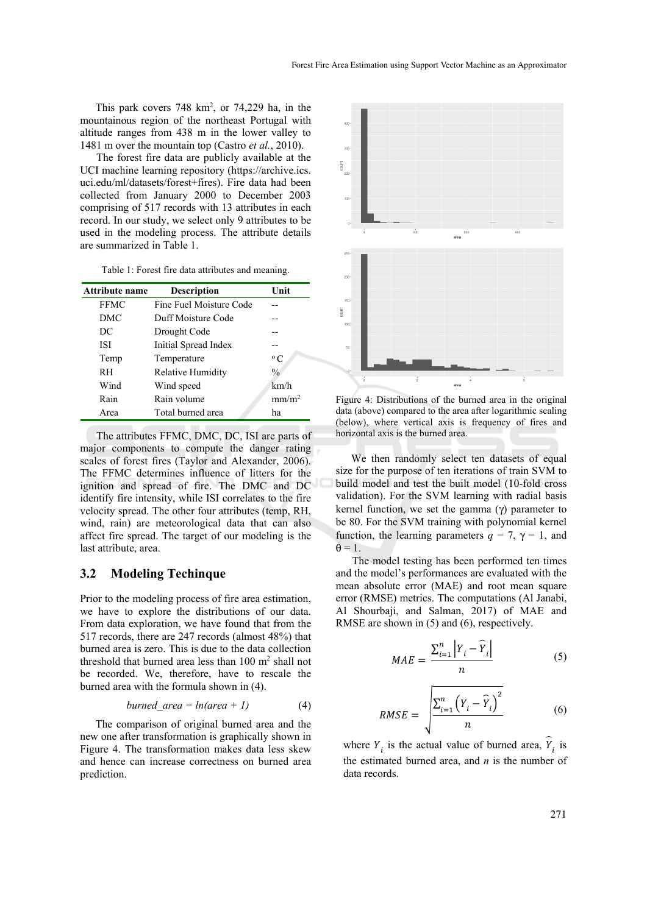This park covers 748 km$^2$, or 74,229 ha, in the mountainous region of the northeast Portugal with altitude ranges from 438 m in the lower valley to 1481 m over the mountain top (Castro *et al.*, 2010).

The forest fire data are publicly available at the UCI machine learning repository (https://archive.ics.uci.edu/ml/datasets/forest+fires). Fire data had been collected from January 2000 to December 2003 comprising of 517 records with 13 attributes in each record. In our study, we select only 9 attributes to be used in the modeling process. The attribute details are summarized in Table 1.

Table 1: Forest fire data attributes and meaning.

| Attribute name | Description | Unit |
|---|---|---|
| FFMC | Fine Fuel Moisture Code | -- |
| DMC | Duff Moisture Code | -- |
| DC | Drought Code | -- |
| ISI | Initial Spread Index | -- |
| Temp | Temperature | $^{o}$C |
| RH | Relative Humidity | % |
| Wind | Wind speed | km/h |
| Rain | Rain volume | mm/m$^2$ |
| Area | Total burned area | ha |

The attributes FFMC, DMC, DC, ISI are parts of major components to compute the danger rating scales of forest fires (Taylor and Alexander, 2006). The FFMC determines influence of litters for the ignition and spread of fire. The DMC and DC identify fire intensity, while ISI correlates to the fire velocity spread. The other four attributes (temp, RH, wind, rain) are meteorological data that can also affect fire spread. The target of our modeling is the last attribute, area.

### 3.2 Modeling Techinque

Prior to the modeling process of fire area estimation, we have to explore the distributions of our data. From data exploration, we have found that from the 517 records, there are 247 records (almost 48%) that burned area is zero. This is due to the data collection threshold that burned area less than 100 m$^2$ shall not be recorded. We, therefore, have to rescale the burned area with the formula shown in (4).

$$burned\_area = ln(area + 1) \tag{4}$$

The comparison of original burned area and the new one after transformation is graphically shown in Figure 4. The transformation makes data less skew and hence can increase correctness on burned area prediction.

Figure 4: Distributions of the burned area in the original data (above) compared to the area after logarithmic scaling (below), where vertical axis is frequency of fires and horizontal axis is the burned area.

We then randomly select ten datasets of equal size for the purpose of ten iterations of train SVM to build model and test the built model (10-fold cross validation). For the SVM learning with radial basis kernel function, we set the gamma ($\gamma$) parameter to be 80. For the SVM training with polynomial kernel function, the learning parameters $q$ = 7, $\gamma$ = 1, and $\theta$ = 1.

The model testing has been performed ten times and the model's performances are evaluated with the mean absolute error (MAE) and root mean square error (RMSE) metrics. The computations (Al Janabi, Al Shourbaji, and Salman, 2017) of MAE and RMSE are shown in (5) and (6), respectively.

$$MAE = \frac{\sum_{i=1}^{n} \left| Y_i - \widehat{Y}_i \right|}{n} \tag{5}$$

$$RMSE = \sqrt{\frac{\sum_{i=1}^{n} \left( Y_i - \widehat{Y}_i \right)^2}{n}} \tag{6}$$

where $Y_i$ is the actual value of burned area, $\widehat{Y}_i$ is the estimated burned area, and $n$ is the number of data records.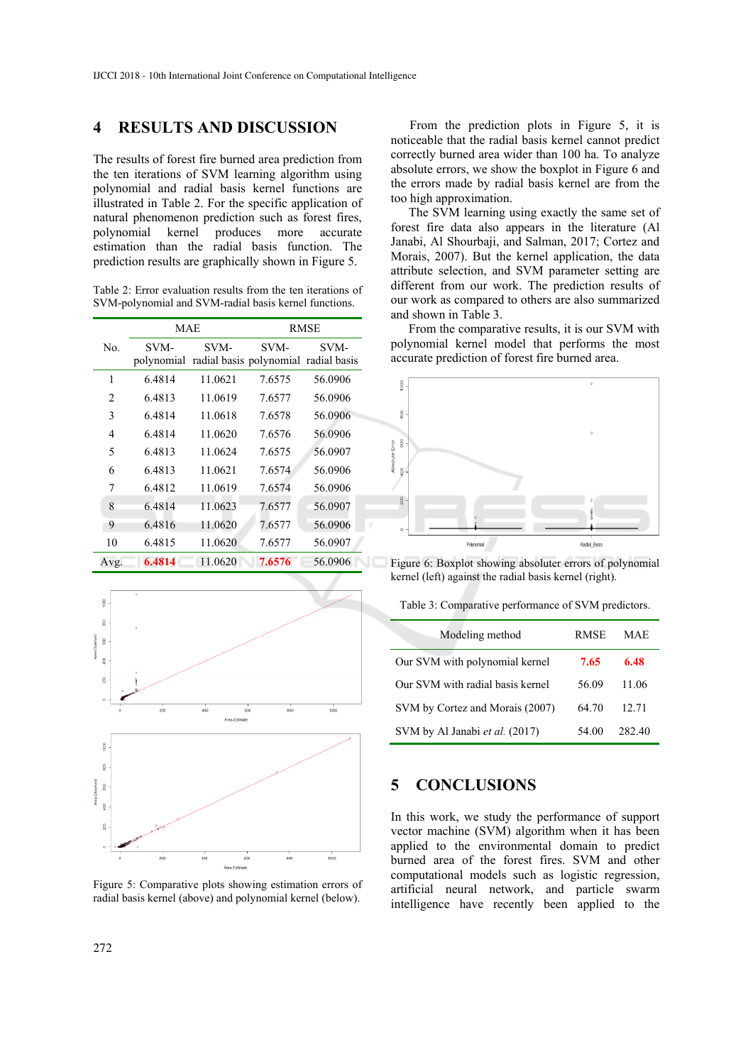## 4 RESULTS AND DISCUSSION

The results of forest fire burned area prediction from the ten iterations of SVM learning algorithm using polynomial and radial basis kernel functions are illustrated in Table 2. For the specific application of natural phenomenon prediction such as forest fires, polynomial kernel produces more accurate estimation than the radial basis function. The prediction results are graphically shown in Figure 5.

Table 2: Error evaluation results from the ten iterations of SVM-polynomial and SVM-radial basis kernel functions.

| No. | MAE | | RMSE | |
|---|---|---|---|---|
| | SVM-polynomial | SVM-radial basis | SVM-polynomial | SVM-radial basis |
| 1 | 6.4814 | 11.0621 | 7.6575 | 56.0906 |
| 2 | 6.4813 | 11.0619 | 7.6577 | 56.0906 |
| 3 | 6.4814 | 11.0618 | 7.6578 | 56.0906 |
| 4 | 6.4814 | 11.0620 | 7.6576 | 56.0906 |
| 5 | 6.4813 | 11.0624 | 7.6575 | 56.0907 |
| 6 | 6.4813 | 11.0621 | 7.6574 | 56.0906 |
| 7 | 6.4812 | 11.0619 | 7.6574 | 56.0906 |
| 8 | 6.4814 | 11.0623 | 7.6577 | 56.0907 |
| 9 | 6.4816 | 11.0620 | 7.6577 | 56.0906 |
| 10 | 6.4815 | 11.0620 | 7.6577 | 56.0907 |
| Avg. | 6.4814 | 11.0620 | 7.6576 | 56.0906 |

Figure 5: Comparative plots showing estimation errors of radial basis kernel (above) and polynomial kernel (below).

From the prediction plots in Figure 5, it is noticeable that the radial basis kernel cannot predict correctly burned area wider than 100 ha. To analyze absolute errors, we show the boxplot in Figure 6 and the errors made by radial basis kernel are from the too high approximation.

The SVM learning using exactly the same set of forest fire data also appears in the literature (Al Janabi, Al Shourbaji, and Salman, 2017; Cortez and Morais, 2007). But the kernel application, the data attribute selection, and SVM parameter setting are different from our work. The prediction results of our work as compared to others are also summarized and shown in Table 3.

From the comparative results, it is our SVM with polynomial kernel model that performs the most accurate prediction of forest fire burned area.

Figure 6: Boxplot showing absoluter errors of polynomial kernel (left) against the radial basis kernel (right).

Table 3: Comparative performance of SVM predictors.

| Modeling method | RMSE | MAE |
|---|---|---|
| Our SVM with polynomial kernel | 7.65 | 6.48 |
| Our SVM with radial basis kernel | 56.09 | 11.06 |
| SVM by Cortez and Morais (2007) | 64.70 | 12.71 |
| SVM by Al Janabi *et al.* (2017) | 54.00 | 282.40 |

## 5 CONCLUSIONS

In this work, we study the performance of support vector machine (SVM) algorithm when it has been applied to the environmental domain to predict burned area of the forest fires. SVM and other computational models such as logistic regression, artificial neural network, and particle swarm intelligence have recently been applied to the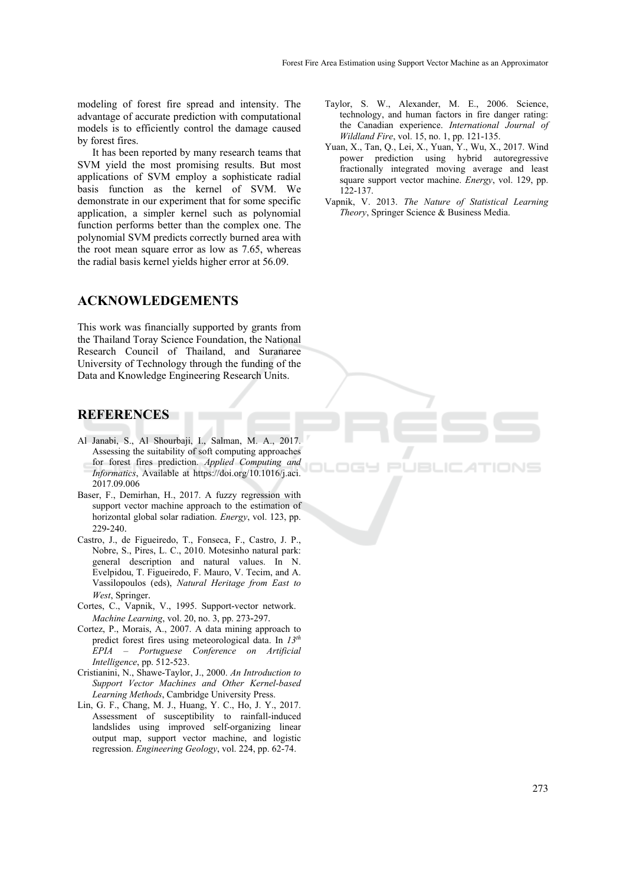modeling of forest fire spread and intensity. The advantage of accurate prediction with computational models is to efficiently control the damage caused by forest fires.

It has been reported by many research teams that SVM yield the most promising results. But most applications of SVM employ a sophisticate radial basis function as the kernel of SVM. We demonstrate in our experiment that for some specific application, a simpler kernel such as polynomial function performs better than the complex one. The polynomial SVM predicts correctly burned area with the root mean square error as low as 7.65, whereas the radial basis kernel yields higher error at 56.09.

## ACKNOWLEDGEMENTS

This work was financially supported by grants from the Thailand Toray Science Foundation, the National Research Council of Thailand, and Suranaree University of Technology through the funding of the Data and Knowledge Engineering Research Units.

## REFERENCES

Al Janabi, S., Al Shourbaji, I., Salman, M. A., 2017. Assessing the suitability of soft computing approaches for forest fires prediction. *Applied Computing and Informatics*, Available at https://doi.org/10.1016/j.aci.2017.09.006

Baser, F., Demirhan, H., 2017. A fuzzy regression with support vector machine approach to the estimation of horizontal global solar radiation. *Energy*, vol. 123, pp. 229-240.

Castro, J., de Figueiredo, T., Fonseca, F., Castro, J. P., Nobre, S., Pires, L. C., 2010. Motesinho natural park: general description and natural values. In N. Evelpidou, T. Figueiredo, F. Mauro, V. Tecim, and A. Vassilopoulos (eds), *Natural Heritage from East to West*, Springer.

Cortes, C., Vapnik, V., 1995. Support-vector network. *Machine Learning*, vol. 20, no. 3, pp. 273-297.

Cortez, P., Morais, A., 2007. A data mining approach to predict forest fires using meteorological data. In *13th EPIA – Portuguese Conference on Artificial Intelligence*, pp. 512-523.

Cristianini, N., Shawe-Taylor, J., 2000. *An Introduction to Support Vector Machines and Other Kernel-based Learning Methods*, Cambridge University Press.

Lin, G. F., Chang, M. J., Huang, Y. C., Ho, J. Y., 2017. Assessment of susceptibility to rainfall-induced landslides using improved self-organizing linear output map, support vector machine, and logistic regression. *Engineering Geology*, vol. 224, pp. 62-74.

Taylor, S. W., Alexander, M. E., 2006. Science, technology, and human factors in fire danger rating: the Canadian experience. *International Journal of Wildland Fire*, vol. 15, no. 1, pp. 121-135.

Yuan, X., Tan, Q., Lei, X., Yuan, Y., Wu, X., 2017. Wind power prediction using hybrid autoregressive fractionally integrated moving average and least square support vector machine. *Energy*, vol. 129, pp. 122-137.

Vapnik, V. 2013. *The Nature of Statistical Learning Theory*, Springer Science & Business Media.